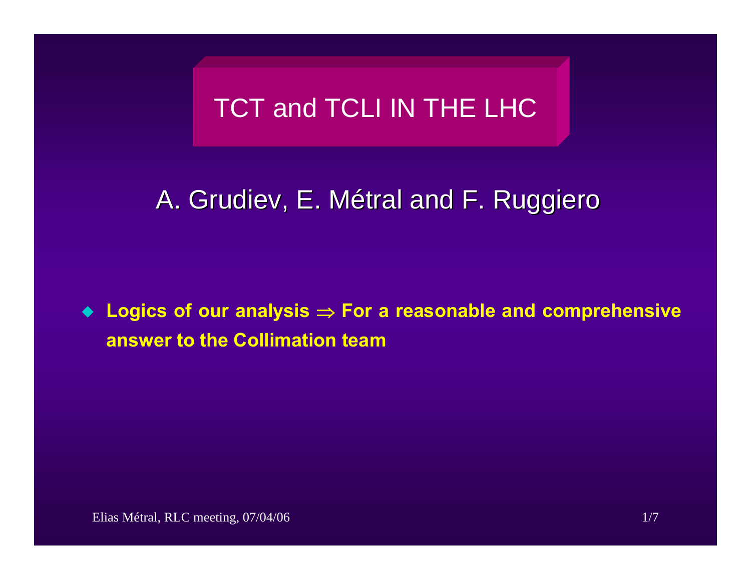# TCT and TCLI IN THE LHC

A. Grudiev, E. Métral and F. Ruggiero

- **Logics of our analysis $\Rightarrow$ For a reasonable and comprehensive answer to the Collimation team**

Elias Métral, RLC meeting, 07/04/06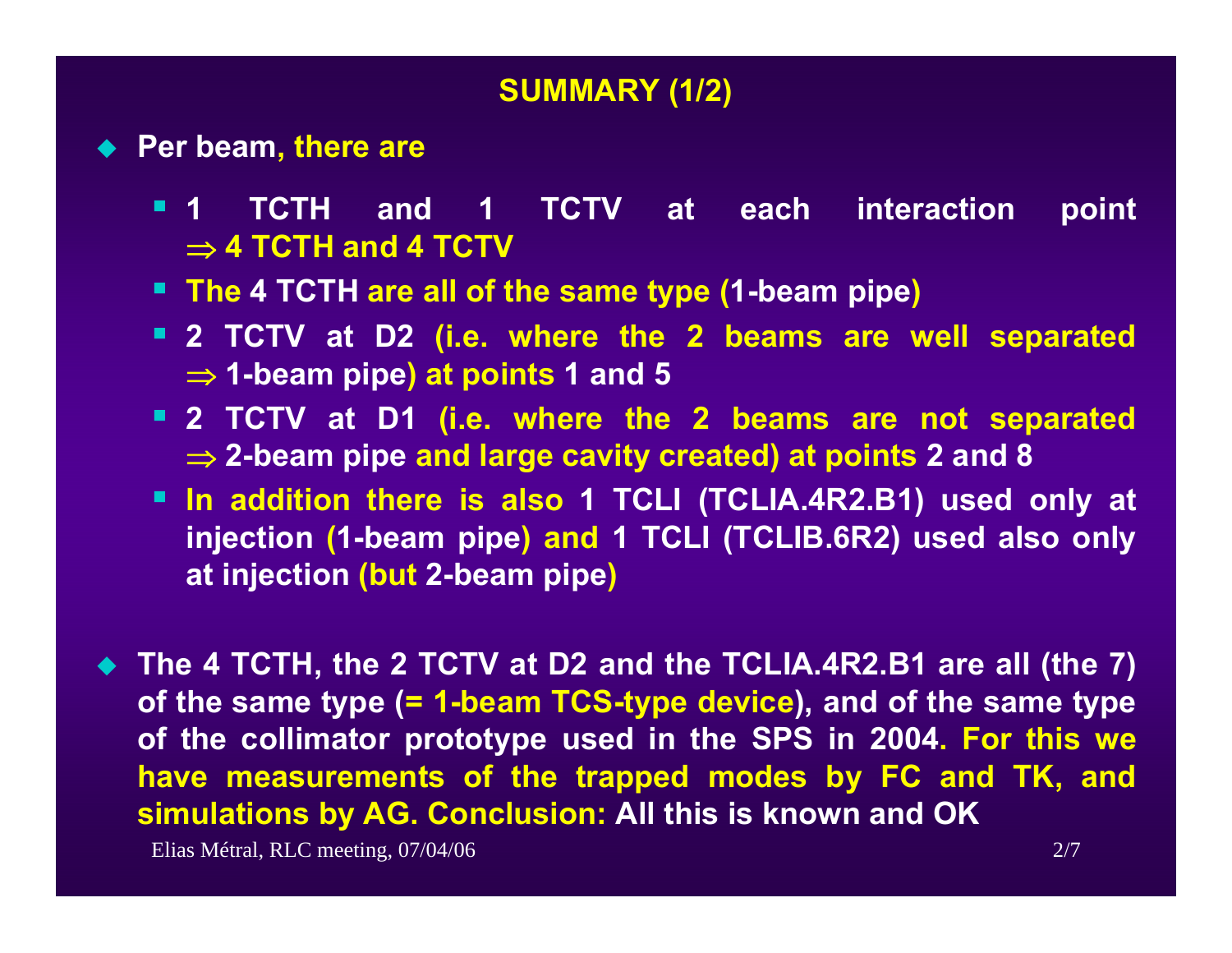## SUMMARY (1/2)

- Per beam, there are
  - 1 TCTH and 1 TCTV at each interaction point $\Rightarrow$ 4 TCTH and 4 TCTV
  - The 4 TCTH are all of the same type (1-beam pipe)
  - 2 TCTV at D2 (i.e. where the 2 beams are well separated $\Rightarrow$ 1-beam pipe) at points 1 and 5
  - 2 TCTV at D1 (i.e. where the 2 beams are not separated $\Rightarrow$ 2-beam pipe and large cavity created) at points 2 and 8
  - In addition there is also 1 TCLI (TCLIA.4R2.B1) used only at injection (1-beam pipe) and 1 TCLI (TCLIB.6R2) used also only at injection (but 2-beam pipe)

- The 4 TCTH, the 2 TCTV at D2 and the TCLIA.4R2.B1 are all (the 7) of the same type (= 1-beam TCS-type device), and of the same type of the collimator prototype used in the SPS in 2004. For this we have measurements of the trapped modes by FC and TK, and simulations by AG. Conclusion: All this is known and OK

Elias Métral, RLC meeting, 07/04/06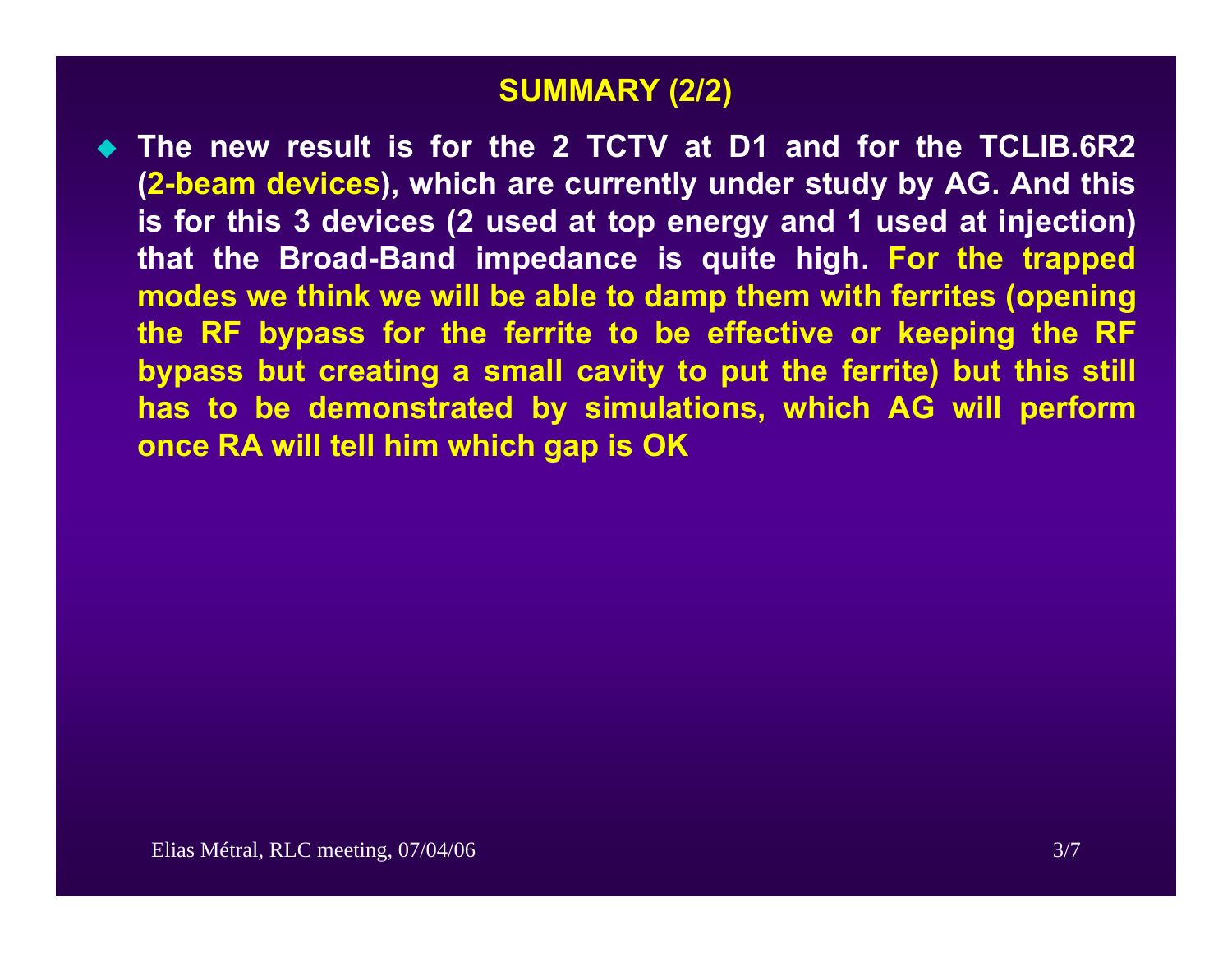## SUMMARY (2/2)

- **The new result is for the 2 TCTV at D1 and for the TCLIB.6R2 (2-beam devices), which are currently under study by AG. And this is for this 3 devices (2 used at top energy and 1 used at injection) that the Broad-Band impedance is quite high. For the trapped modes we think we will be able to damp them with ferrites (opening the RF bypass for the ferrite to be effective or keeping the RF bypass but creating a small cavity to put the ferrite) but this still has to be demonstrated by simulations, which AG will perform once RA will tell him which gap is OK**

Elias Métral, RLC meeting, 07/04/06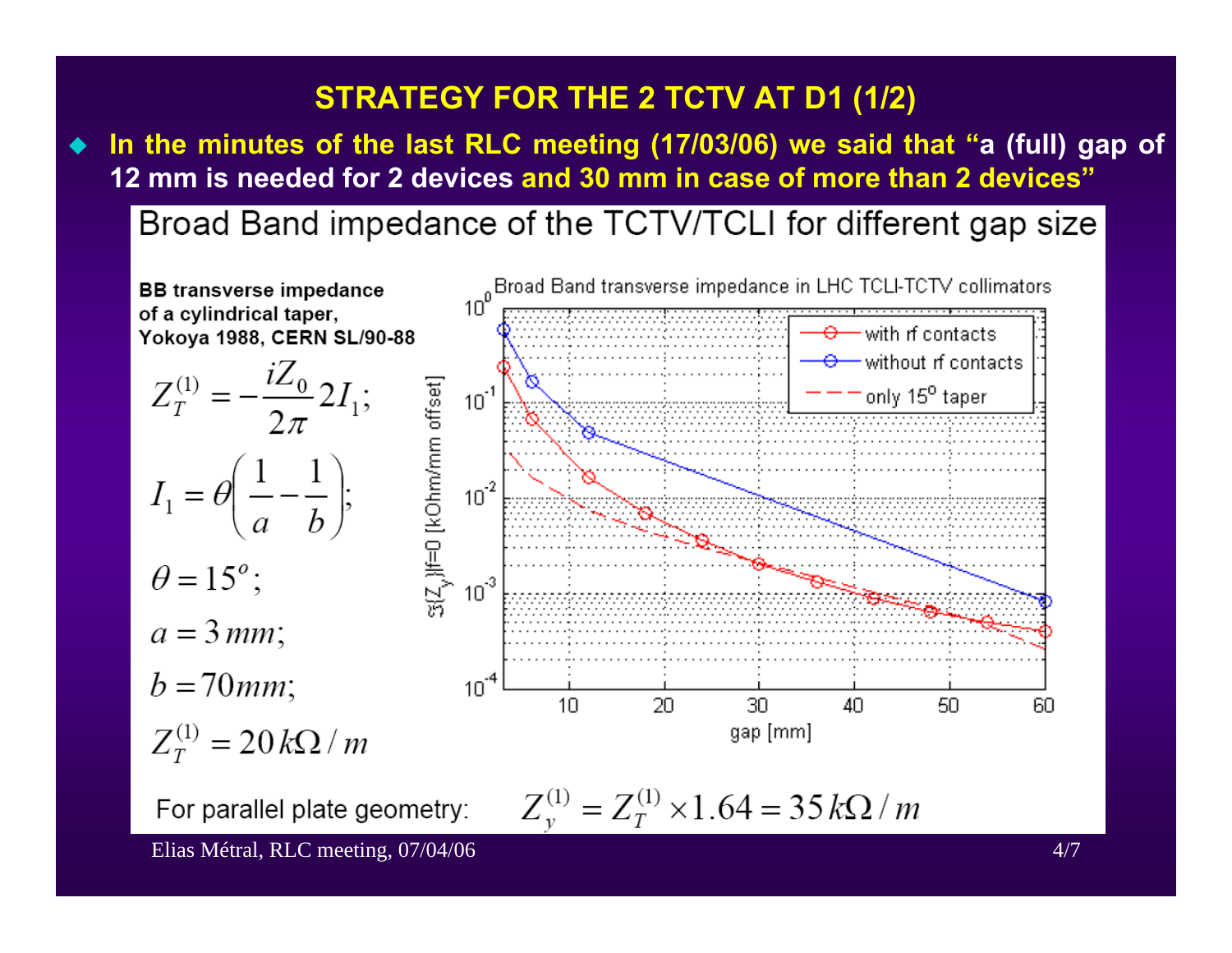# STRATEGY FOR THE 2 TCTV AT D1 (1/2)

- **In the minutes of the last RLC meeting (17/03/06) we said that "a (full) gap of 12 mm is needed for 2 devices and 30 mm in case of more than 2 devices"**

## Broad Band impedance of the TCTV/TCLI for different gap size

**BB transverse impedance of a cylindrical taper, Yokoya 1988, CERN SL/90-88**

$$Z_T^{(1)} = -\frac{iZ_0}{2\pi} 2I_1;$$

$$I_1 = \theta\left(\frac{1}{a} - \frac{1}{b}\right);$$

$$\theta = 15^o;$$

$$a = 3\,mm;$$

$$b = 70\,mm;$$

$$Z_T^{(1)} = 20\,k\Omega/m$$

Broad Band transverse impedance in LHC TCLI-TCTV collimators

(Plot: $\Im\{Z_y\}|f=0$ [kOhm/mm offset] vs. gap [mm], 10 to 60; curves: with rf contacts, without rf contacts, only 15° taper)

For parallel plate geometry: $Z_y^{(1)} = Z_T^{(1)} \times 1.64 = 35\,k\Omega/m$

Elias Métral, RLC meeting, 07/04/06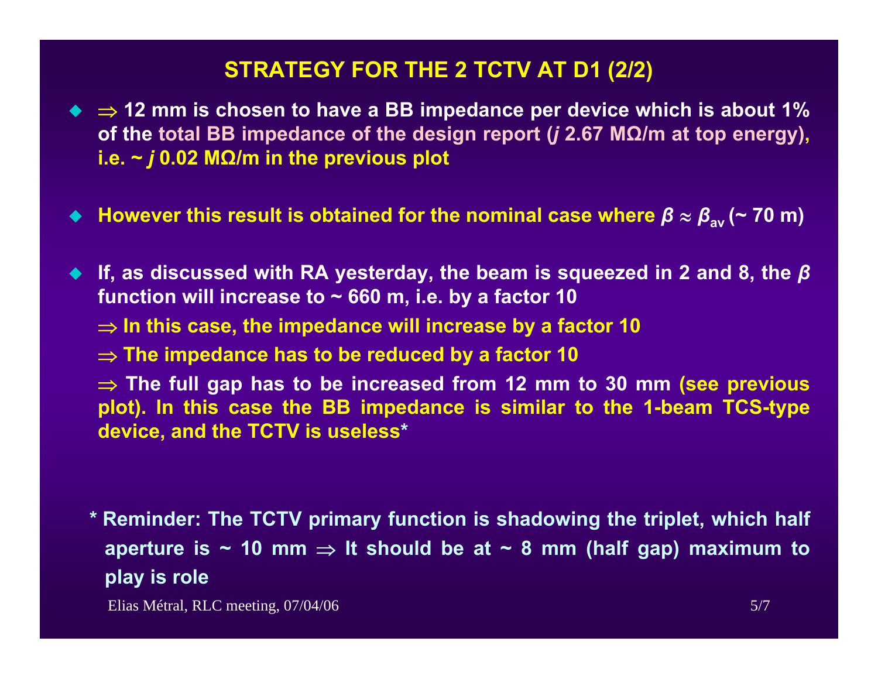# STRATEGY FOR THE 2 TCTV AT D1 (2/2)

- ⇒ **12 mm is chosen to have a BB impedance per device which is about 1% of the total BB impedance of the design report (*j* 2.67 MΩ/m at top energy), i.e. ~ *j* 0.02 MΩ/m in the previous plot**

- **However this result is obtained for the nominal case where $\beta \approx \beta_{av}$ (~ 70 m)**

- **If, as discussed with RA yesterday, the beam is squeezed in 2 and 8, the $\beta$ function will increase to ~ 660 m, i.e. by a factor 10**

  **⇒ In this case, the impedance will increase by a factor 10**

  **⇒ The impedance has to be reduced by a factor 10**

  **⇒ The full gap has to be increased from 12 mm to 30 mm (see previous plot). In this case the BB impedance is similar to the 1-beam TCS-type device, and the TCTV is useless\***

**\* Reminder: The TCTV primary function is shadowing the triplet, which half aperture is ~ 10 mm ⇒ It should be at ~ 8 mm (half gap) maximum to play is role**

Elias Métral, RLC meeting, 07/04/06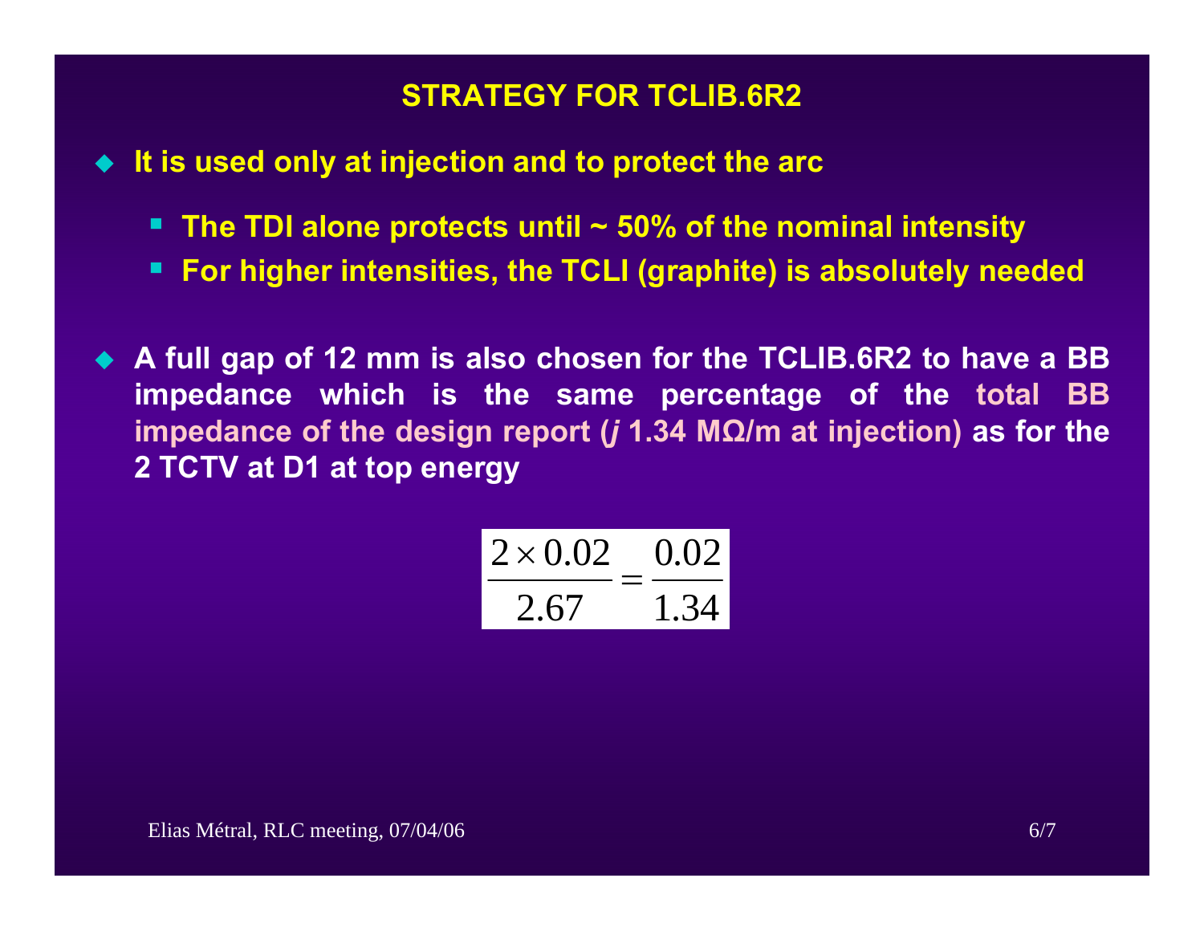# STRATEGY FOR TCLIB.6R2

- **It is used only at injection and to protect the arc**
  - **The TDI alone protects until ~ 50% of the nominal intensity**
  - **For higher intensities, the TCLI (graphite) is absolutely needed**

- **A full gap of 12 mm is also chosen for the TCLIB.6R2 to have a BB impedance which is the same percentage of the total BB impedance of the design report (*j* 1.34 MΩ/m at injection) as for the 2 TCTV at D1 at top energy**

$$\frac{2 \times 0.02}{2.67} = \frac{0.02}{1.34}$$

Elias Métral, RLC meeting, 07/04/06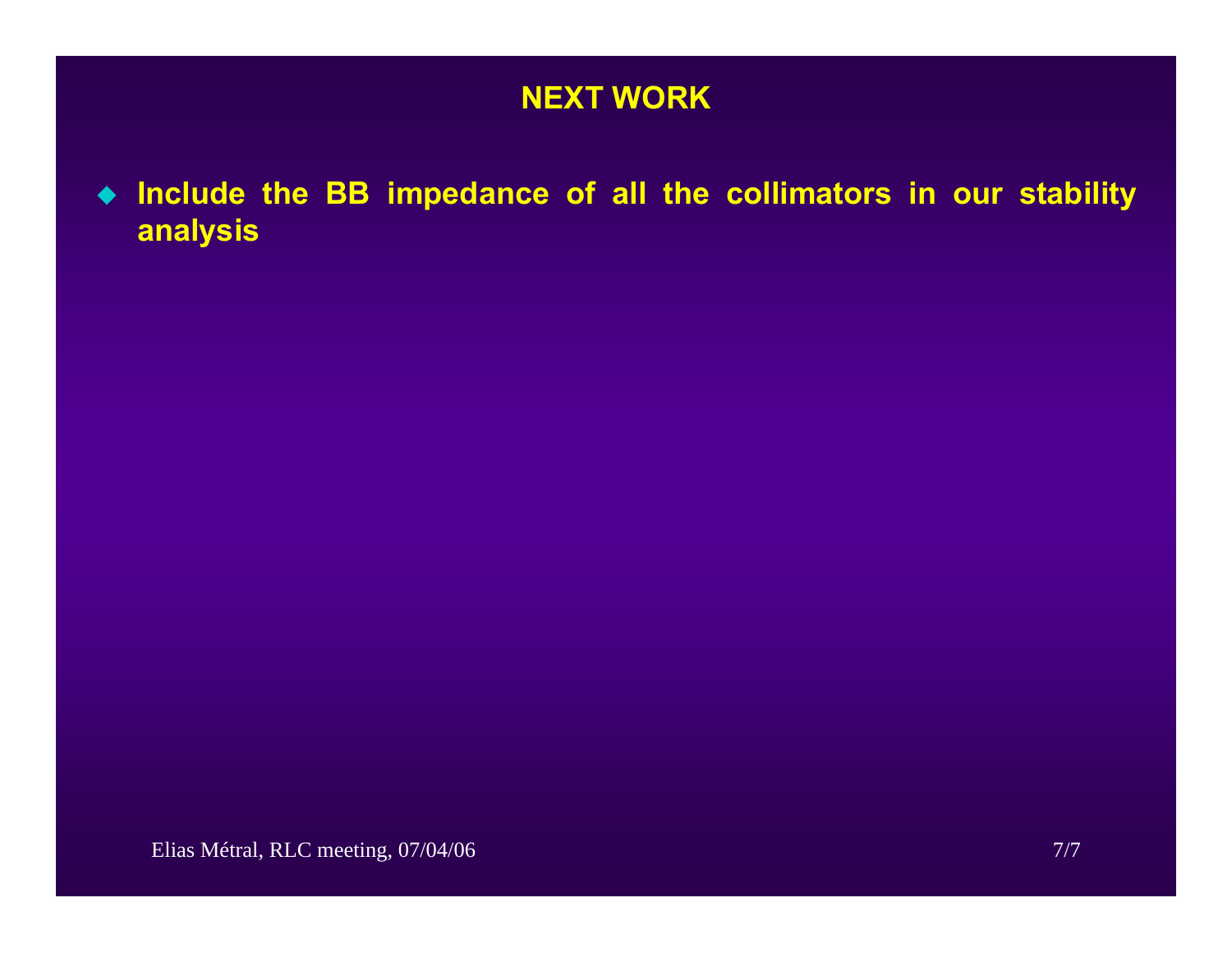## NEXT WORK

- **Include the BB impedance of all the collimators in our stability analysis**